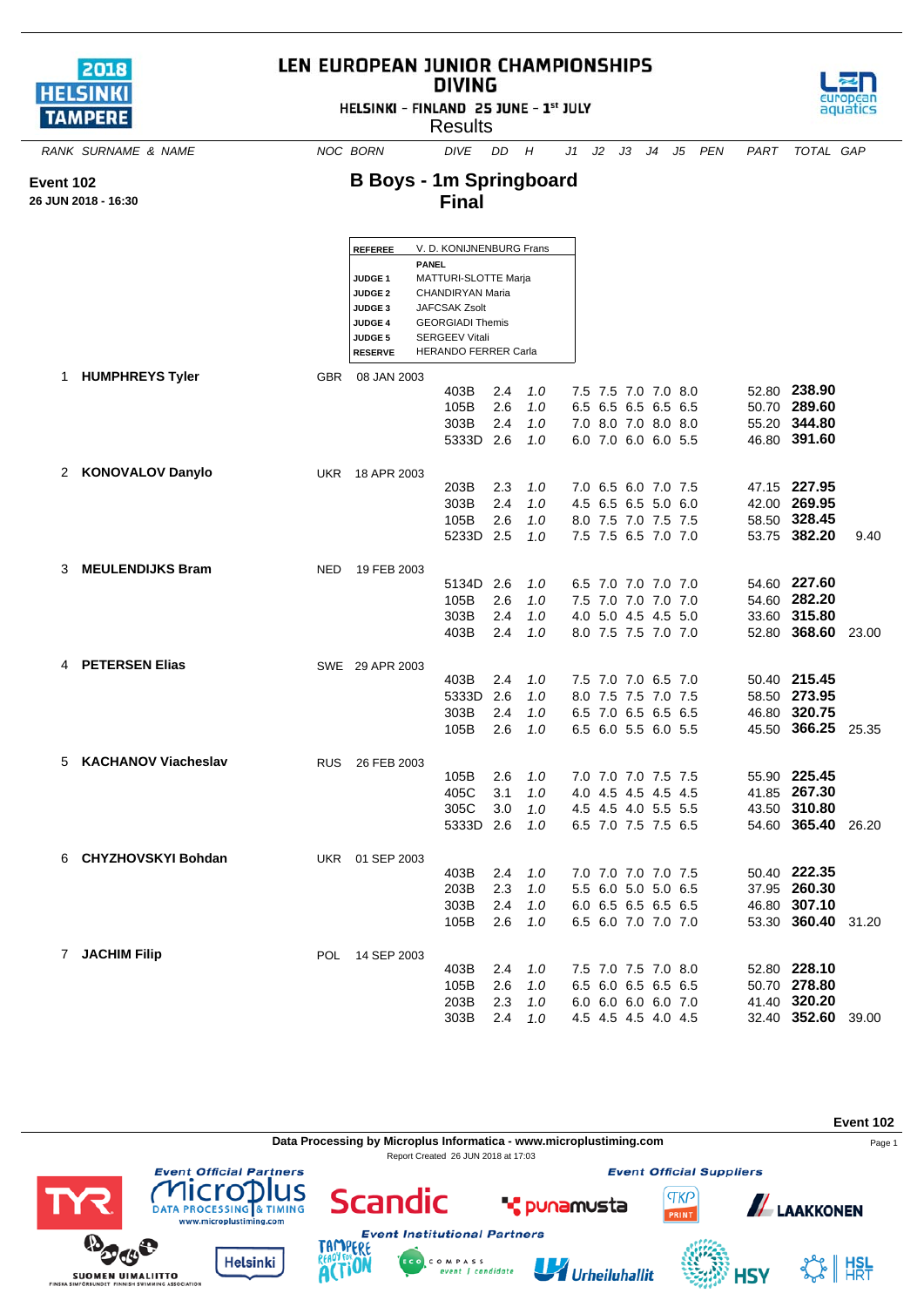# LEN EUROPEAN JUNIOR CHAMPIONSHIPS
## DIVING
HELSINKI - FINLAND 25 JUNE - 1st JULY

Results

**Event 102**
**26 JUN 2018 - 16:30**

## B Boys - 1m Springboard
## Final

| | |
|---|---|
| **REFEREE** | V. D. KONIJNENBURG Frans |
| | **PANEL** |
| **JUDGE 1** | MATTURI-SLOTTE Marja |
| **JUDGE 2** | CHANDIRYAN Maria |
| **JUDGE 3** | JAFCSAK Zsolt |
| **JUDGE 4** | GEORGIADI Themis |
| **JUDGE 5** | SERGEEV Vitali |
| **RESERVE** | HERANDO FERRER Carla |

| RANK | SURNAME & NAME | NOC | BORN | DIVE | DD | H | J1 | J2 | J3 | J4 | J5 | PEN | PART | TOTAL | GAP |
|---|---|---|---|---|---|---|---|---|---|---|---|---|---|---|---|
| 1 | **HUMPHREYS Tyler** | GBR | 08 JAN 2003 | | | | | | | | | | | | |
| | | | | 403B | 2.4 | *1.0* | 7.5 | 7.5 | 7.0 | 7.0 | 8.0 | | 52.80 | **238.90** | |
| | | | | 105B | 2.6 | *1.0* | 6.5 | 6.5 | 6.5 | 6.5 | 6.5 | | 50.70 | **289.60** | |
| | | | | 303B | 2.4 | *1.0* | 7.0 | 8.0 | 7.0 | 8.0 | 8.0 | | 55.20 | **344.80** | |
| | | | | 5333D | 2.6 | *1.0* | 6.0 | 7.0 | 6.0 | 6.0 | 5.5 | | 46.80 | **391.60** | |
| 2 | **KONOVALOV Danylo** | UKR | 18 APR 2003 | | | | | | | | | | | | |
| | | | | 203B | 2.3 | *1.0* | 7.0 | 6.5 | 6.0 | 7.0 | 7.5 | | 47.15 | **227.95** | |
| | | | | 303B | 2.4 | *1.0* | 4.5 | 6.5 | 6.5 | 5.0 | 6.0 | | 42.00 | **269.95** | |
| | | | | 105B | 2.6 | *1.0* | 8.0 | 7.5 | 7.0 | 7.5 | 7.5 | | 58.50 | **328.45** | |
| | | | | 5233D | 2.5 | *1.0* | 7.5 | 7.5 | 6.5 | 7.0 | 7.0 | | 53.75 | **382.20** | 9.40 |
| 3 | **MEULENDIJKS Bram** | NED | 19 FEB 2003 | | | | | | | | | | | | |
| | | | | 5134D | 2.6 | *1.0* | 6.5 | 7.0 | 7.0 | 7.0 | 7.0 | | 54.60 | **227.60** | |
| | | | | 105B | 2.6 | *1.0* | 7.5 | 7.0 | 7.0 | 7.0 | 7.0 | | 54.60 | **282.20** | |
| | | | | 303B | 2.4 | *1.0* | 4.0 | 5.0 | 4.5 | 4.5 | 5.0 | | 33.60 | **315.80** | |
| | | | | 403B | 2.4 | *1.0* | 8.0 | 7.5 | 7.5 | 7.0 | 7.0 | | 52.80 | **368.60** | 23.00 |
| 4 | **PETERSEN Elias** | SWE | 29 APR 2003 | | | | | | | | | | | | |
| | | | | 403B | 2.4 | *1.0* | 7.5 | 7.0 | 7.0 | 6.5 | 7.0 | | 50.40 | **215.45** | |
| | | | | 5333D | 2.6 | *1.0* | 8.0 | 7.5 | 7.5 | 7.0 | 7.5 | | 58.50 | **273.95** | |
| | | | | 303B | 2.4 | *1.0* | 6.5 | 7.0 | 6.5 | 6.5 | 6.5 | | 46.80 | **320.75** | |
| | | | | 105B | 2.6 | *1.0* | 6.5 | 6.0 | 5.5 | 6.0 | 5.5 | | 45.50 | **366.25** | 25.35 |
| 5 | **KACHANOV Viacheslav** | RUS | 26 FEB 2003 | | | | | | | | | | | | |
| | | | | 105B | 2.6 | *1.0* | 7.0 | 7.0 | 7.0 | 7.5 | 7.5 | | 55.90 | **225.45** | |
| | | | | 405C | 3.1 | *1.0* | 4.0 | 4.5 | 4.5 | 4.5 | 4.5 | | 41.85 | **267.30** | |
| | | | | 305C | 3.0 | *1.0* | 4.5 | 4.5 | 4.0 | 5.5 | 5.5 | | 43.50 | **310.80** | |
| | | | | 5333D | 2.6 | *1.0* | 6.5 | 7.0 | 7.5 | 7.5 | 6.5 | | 54.60 | **365.40** | 26.20 |
| 6 | **CHYZHOVSKYI Bohdan** | UKR | 01 SEP 2003 | | | | | | | | | | | | |
| | | | | 403B | 2.4 | *1.0* | 7.0 | 7.0 | 7.0 | 7.0 | 7.5 | | 50.40 | **222.35** | |
| | | | | 203B | 2.3 | *1.0* | 5.5 | 6.0 | 5.0 | 5.0 | 6.5 | | 37.95 | **260.30** | |
| | | | | 303B | 2.4 | *1.0* | 6.0 | 6.5 | 6.5 | 6.5 | 6.5 | | 46.80 | **307.10** | |
| | | | | 105B | 2.6 | *1.0* | 6.5 | 6.0 | 7.0 | 7.0 | 7.0 | | 53.30 | **360.40** | 31.20 |
| 7 | **JACHIM Filip** | POL | 14 SEP 2003 | | | | | | | | | | | | |
| | | | | 403B | 2.4 | *1.0* | 7.5 | 7.0 | 7.5 | 7.0 | 8.0 | | 52.80 | **228.10** | |
| | | | | 105B | 2.6 | *1.0* | 6.5 | 6.0 | 6.5 | 6.5 | 6.5 | | 50.70 | **278.80** | |
| | | | | 203B | 2.3 | *1.0* | 6.0 | 6.0 | 6.0 | 6.0 | 7.0 | | 41.40 | **320.20** | |
| | | | | 303B | 2.4 | *1.0* | 4.5 | 4.5 | 4.5 | 4.0 | 4.5 | | 32.40 | **352.60** | 39.00 |

Data Processing by Microplus Informatica - www.microplustiming.com

Report Created 26 JUN 2018 at 17:03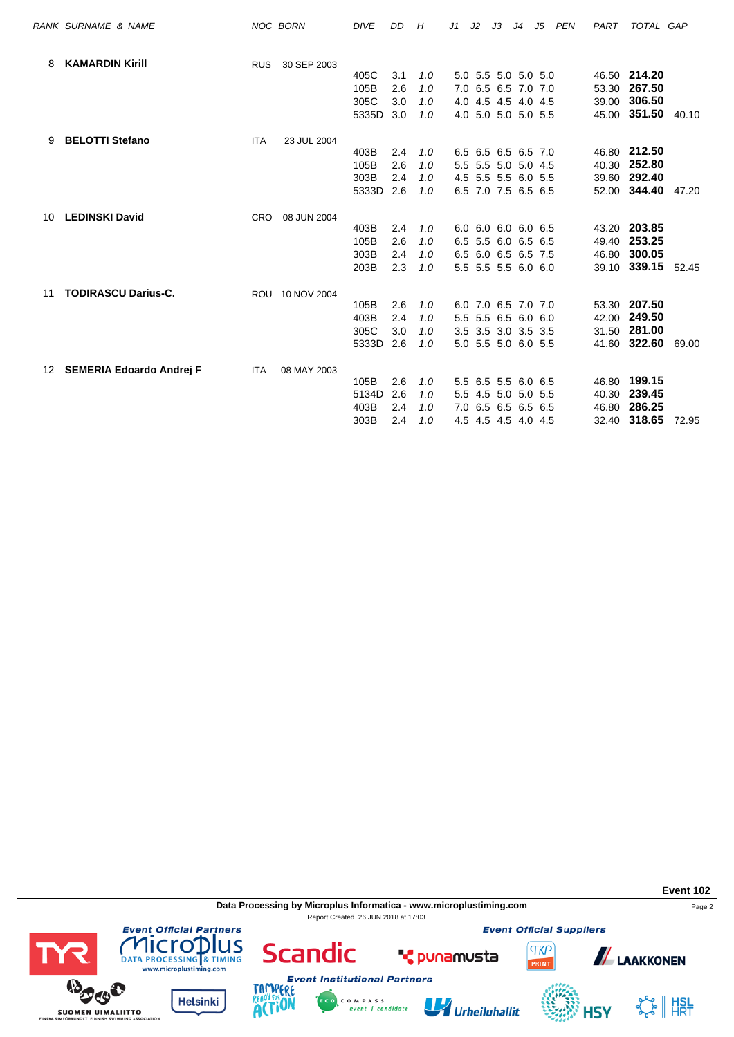| RANK | SURNAME & NAME | NOC | BORN | DIVE | DD | H | J1 | J2 | J3 | J4 | J5 | PEN | PART | TOTAL | GAP |
|---|---|---|---|---|---|---|---|---|---|---|---|---|---|---|---|
| 8 | **KAMARDIN Kirill** | RUS | 30 SEP 2003 | | | | | | | | | | | | |
| | | | | 405C | 3.1 | 1.0 | 5.0 | 5.5 | 5.0 | 5.0 | 5.0 | | 46.50 | **214.20** | |
| | | | | 105B | 2.6 | 1.0 | 7.0 | 6.5 | 6.5 | 7.0 | 7.0 | | 53.30 | **267.50** | |
| | | | | 305C | 3.0 | 1.0 | 4.0 | 4.5 | 4.5 | 4.0 | 4.5 | | 39.00 | **306.50** | |
| | | | | 5335D | 3.0 | 1.0 | 4.0 | 5.0 | 5.0 | 5.0 | 5.5 | | 45.00 | **351.50** | 40.10 |
| 9 | **BELOTTI Stefano** | ITA | 23 JUL 2004 | | | | | | | | | | | | |
| | | | | 403B | 2.4 | 1.0 | 6.5 | 6.5 | 6.5 | 6.5 | 7.0 | | 46.80 | **212.50** | |
| | | | | 105B | 2.6 | 1.0 | 5.5 | 5.5 | 5.0 | 5.0 | 4.5 | | 40.30 | **252.80** | |
| | | | | 303B | 2.4 | 1.0 | 4.5 | 5.5 | 5.5 | 6.0 | 5.5 | | 39.60 | **292.40** | |
| | | | | 5333D | 2.6 | 1.0 | 6.5 | 7.0 | 7.5 | 6.5 | 6.5 | | 52.00 | **344.40** | 47.20 |
| 10 | **LEDINSKI David** | CRO | 08 JUN 2004 | | | | | | | | | | | | |
| | | | | 403B | 2.4 | 1.0 | 6.0 | 6.0 | 6.0 | 6.0 | 6.5 | | 43.20 | **203.85** | |
| | | | | 105B | 2.6 | 1.0 | 6.5 | 5.5 | 6.0 | 6.5 | 6.5 | | 49.40 | **253.25** | |
| | | | | 303B | 2.4 | 1.0 | 6.5 | 6.0 | 6.5 | 6.5 | 7.5 | | 46.80 | **300.05** | |
| | | | | 203B | 2.3 | 1.0 | 5.5 | 5.5 | 5.5 | 6.0 | 6.0 | | 39.10 | **339.15** | 52.45 |
| 11 | **TODIRASCU Darius-C.** | ROU | 10 NOV 2004 | | | | | | | | | | | | |
| | | | | 105B | 2.6 | 1.0 | 6.0 | 7.0 | 6.5 | 7.0 | 7.0 | | 53.30 | **207.50** | |
| | | | | 403B | 2.4 | 1.0 | 5.5 | 5.5 | 6.5 | 6.0 | 6.0 | | 42.00 | **249.50** | |
| | | | | 305C | 3.0 | 1.0 | 3.5 | 3.5 | 3.0 | 3.5 | 3.5 | | 31.50 | **281.00** | |
| | | | | 5333D | 2.6 | 1.0 | 5.0 | 5.5 | 5.0 | 6.0 | 5.5 | | 41.60 | **322.60** | 69.00 |
| 12 | **SEMERIA Edoardo Andrej F** | ITA | 08 MAY 2003 | | | | | | | | | | | | |
| | | | | 105B | 2.6 | 1.0 | 5.5 | 6.5 | 5.5 | 6.0 | 6.5 | | 46.80 | **199.15** | |
| | | | | 5134D | 2.6 | 1.0 | 5.5 | 4.5 | 5.0 | 5.0 | 5.5 | | 40.30 | **239.45** | |
| | | | | 403B | 2.4 | 1.0 | 7.0 | 6.5 | 6.5 | 6.5 | 6.5 | | 46.80 | **286.25** | |
| | | | | 303B | 2.4 | 1.0 | 4.5 | 4.5 | 4.5 | 4.0 | 4.5 | | 32.40 | **318.65** | 72.95 |

**Event 102**

**Data Processing by Microplus Informatica - www.microplustiming.com**

Report Created 26 JUN 2018 at 17:03

*Event Official Partners* — *Event Official Suppliers* — *Event Institutional Partners*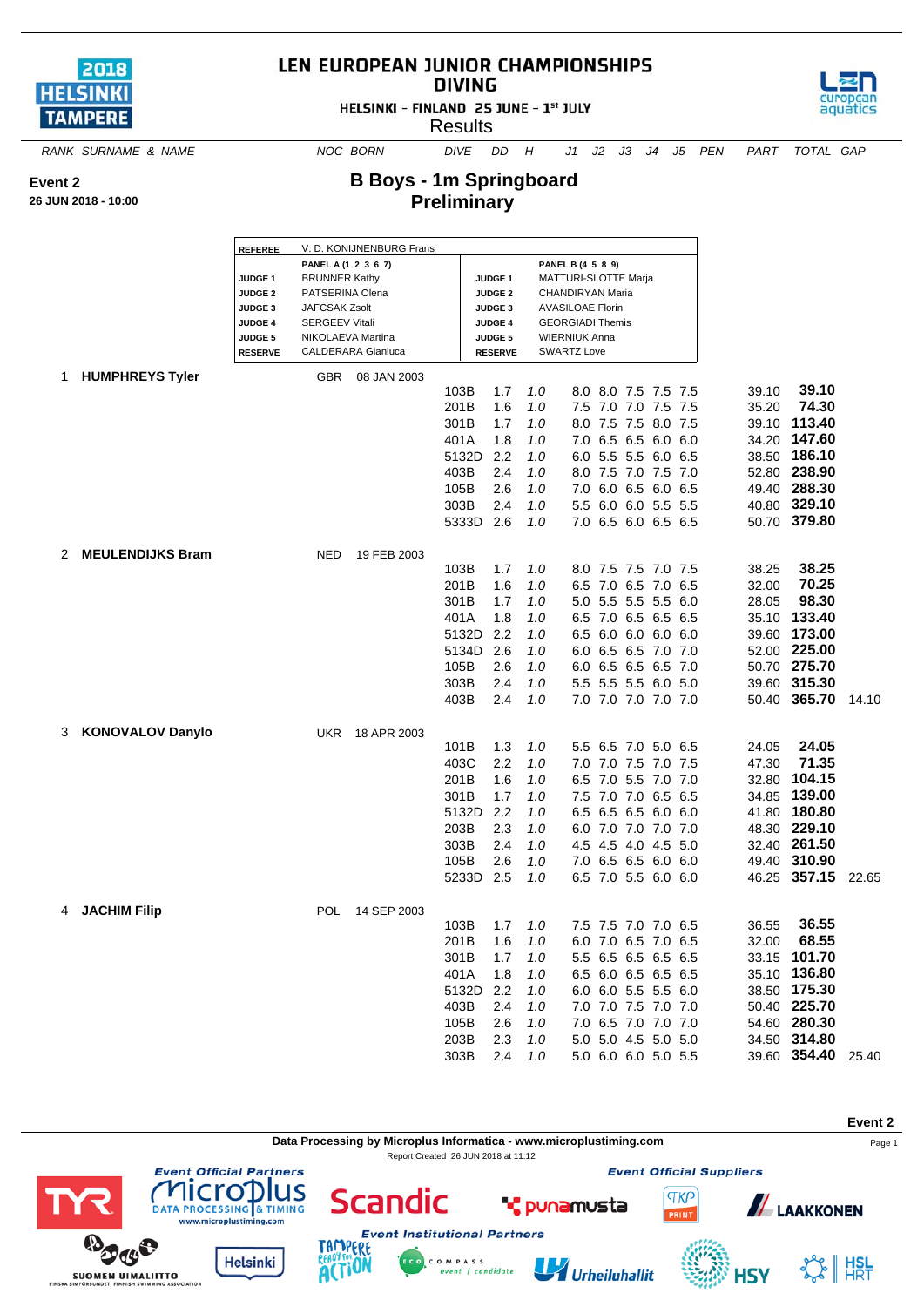# LEN EUROPEAN JUNIOR CHAMPIONSHIPS
## DIVING

HELSINKI - FINLAND 25 JUNE - 1st JULY

Results

**Event 2**
**26 JUN 2018 - 10:00**

## B Boys - 1m Springboard
## Preliminary

| REFEREE | V. D. KONIJNENBURG Frans | | |
|---|---|---|---|
| | PANEL A (1 2 3 6 7) | | PANEL B (4 5 8 9) |
| JUDGE 1 | BRUNNER Kathy | JUDGE 1 | MATTURI-SLOTTE Marja |
| JUDGE 2 | PATSERINA Olena | JUDGE 2 | CHANDIRYAN Maria |
| JUDGE 3 | JAFCSAK Zsolt | JUDGE 3 | AVASILOAE Florin |
| JUDGE 4 | SERGEEV Vitali | JUDGE 4 | GEORGIADI Themis |
| JUDGE 5 | NIKOLAEVA Martina | JUDGE 5 | WIERNIUK Anna |
| RESERVE | CALDERARA Gianluca | RESERVE | SWARTZ Love |

| RANK | SURNAME & NAME | NOC | BORN | DIVE | DD | H | J1 | J2 | J3 | J4 | J5 | PEN | PART | TOTAL | GAP |
|---|---|---|---|---|---|---|---|---|---|---|---|---|---|---|---|
| 1 | **HUMPHREYS Tyler** | GBR | 08 JAN 2003 | | | | | | | | | | | | |
| | | | | 103B | 1.7 | 1.0 | 8.0 | 8.0 | 7.5 | 7.5 | 7.5 | | 39.10 | **39.10** | |
| | | | | 201B | 1.6 | 1.0 | 7.5 | 7.0 | 7.0 | 7.5 | 7.5 | | 35.20 | **74.30** | |
| | | | | 301B | 1.7 | 1.0 | 8.0 | 7.5 | 7.5 | 8.0 | 7.5 | | 39.10 | **113.40** | |
| | | | | 401A | 1.8 | 1.0 | 7.0 | 6.5 | 6.5 | 6.0 | 6.0 | | 34.20 | **147.60** | |
| | | | | 5132D | 2.2 | 1.0 | 6.0 | 5.5 | 5.5 | 6.0 | 6.5 | | 38.50 | **186.10** | |
| | | | | 403B | 2.4 | 1.0 | 8.0 | 7.5 | 7.0 | 7.5 | 7.0 | | 52.80 | **238.90** | |
| | | | | 105B | 2.6 | 1.0 | 7.0 | 6.0 | 6.5 | 6.0 | 6.5 | | 49.40 | **288.30** | |
| | | | | 303B | 2.4 | 1.0 | 5.5 | 6.0 | 6.0 | 5.5 | 5.5 | | 40.80 | **329.10** | |
| | | | | 5333D | 2.6 | 1.0 | 7.0 | 6.5 | 6.0 | 6.5 | 6.5 | | 50.70 | **379.80** | |
| 2 | **MEULENDIJKS Bram** | NED | 19 FEB 2003 | | | | | | | | | | | | |
| | | | | 103B | 1.7 | 1.0 | 8.0 | 7.5 | 7.5 | 7.0 | 7.5 | | 38.25 | **38.25** | |
| | | | | 201B | 1.6 | 1.0 | 6.5 | 7.0 | 6.5 | 7.0 | 6.5 | | 32.00 | **70.25** | |
| | | | | 301B | 1.7 | 1.0 | 5.0 | 5.5 | 5.5 | 5.5 | 6.0 | | 28.05 | **98.30** | |
| | | | | 401A | 1.8 | 1.0 | 6.5 | 7.0 | 6.5 | 6.5 | 6.5 | | 35.10 | **133.40** | |
| | | | | 5132D | 2.2 | 1.0 | 6.5 | 6.0 | 6.0 | 6.0 | 6.0 | | 39.60 | **173.00** | |
| | | | | 5134D | 2.6 | 1.0 | 6.0 | 6.5 | 6.5 | 7.0 | 7.0 | | 52.00 | **225.00** | |
| | | | | 105B | 2.6 | 1.0 | 6.0 | 6.5 | 6.5 | 6.5 | 7.0 | | 50.70 | **275.70** | |
| | | | | 303B | 2.4 | 1.0 | 5.5 | 5.5 | 5.5 | 6.0 | 5.0 | | 39.60 | **315.30** | |
| | | | | 403B | 2.4 | 1.0 | 7.0 | 7.0 | 7.0 | 7.0 | 7.0 | | 50.40 | **365.70** | 14.10 |
| 3 | **KONOVALOV Danylo** | UKR | 18 APR 2003 | | | | | | | | | | | | |
| | | | | 101B | 1.3 | 1.0 | 5.5 | 6.5 | 7.0 | 5.0 | 6.5 | | 24.05 | **24.05** | |
| | | | | 403C | 2.2 | 1.0 | 7.0 | 7.0 | 7.5 | 7.0 | 7.5 | | 47.30 | **71.35** | |
| | | | | 201B | 1.6 | 1.0 | 6.5 | 7.0 | 5.5 | 7.0 | 7.0 | | 32.80 | **104.15** | |
| | | | | 301B | 1.7 | 1.0 | 7.5 | 7.0 | 7.0 | 6.5 | 6.5 | | 34.85 | **139.00** | |
| | | | | 5132D | 2.2 | 1.0 | 6.5 | 6.5 | 6.5 | 6.0 | 6.0 | | 41.80 | **180.80** | |
| | | | | 203B | 2.3 | 1.0 | 6.0 | 7.0 | 7.0 | 7.0 | 7.0 | | 48.30 | **229.10** | |
| | | | | 303B | 2.4 | 1.0 | 4.5 | 4.5 | 4.0 | 4.5 | 5.0 | | 32.40 | **261.50** | |
| | | | | 105B | 2.6 | 1.0 | 7.0 | 6.5 | 6.5 | 6.0 | 6.0 | | 49.40 | **310.90** | |
| | | | | 5233D | 2.5 | 1.0 | 6.5 | 7.0 | 5.5 | 6.0 | 6.0 | | 46.25 | **357.15** | 22.65 |
| 4 | **JACHIM Filip** | POL | 14 SEP 2003 | | | | | | | | | | | | |
| | | | | 103B | 1.7 | 1.0 | 7.5 | 7.5 | 7.0 | 7.0 | 6.5 | | 36.55 | **36.55** | |
| | | | | 201B | 1.6 | 1.0 | 6.0 | 7.0 | 6.5 | 7.0 | 6.5 | | 32.00 | **68.55** | |
| | | | | 301B | 1.7 | 1.0 | 5.5 | 6.5 | 6.5 | 6.5 | 6.5 | | 33.15 | **101.70** | |
| | | | | 401A | 1.8 | 1.0 | 6.5 | 6.0 | 6.5 | 6.5 | 6.5 | | 35.10 | **136.80** | |
| | | | | 5132D | 2.2 | 1.0 | 6.0 | 6.0 | 5.5 | 5.5 | 6.0 | | 38.50 | **175.30** | |
| | | | | 403B | 2.4 | 1.0 | 7.0 | 7.0 | 7.5 | 7.0 | 7.0 | | 50.40 | **225.70** | |
| | | | | 105B | 2.6 | 1.0 | 7.0 | 6.5 | 7.0 | 7.0 | 7.0 | | 54.60 | **280.30** | |
| | | | | 203B | 2.3 | 1.0 | 5.0 | 5.0 | 4.5 | 5.0 | 5.0 | | 34.50 | **314.80** | |
| | | | | 303B | 2.4 | 1.0 | 5.0 | 6.0 | 6.0 | 5.0 | 5.5 | | 39.60 | **354.40** | 25.40 |

Data Processing by Microplus Informatica - www.microplustiming.com

Report Created 26 JUN 2018 at 11:12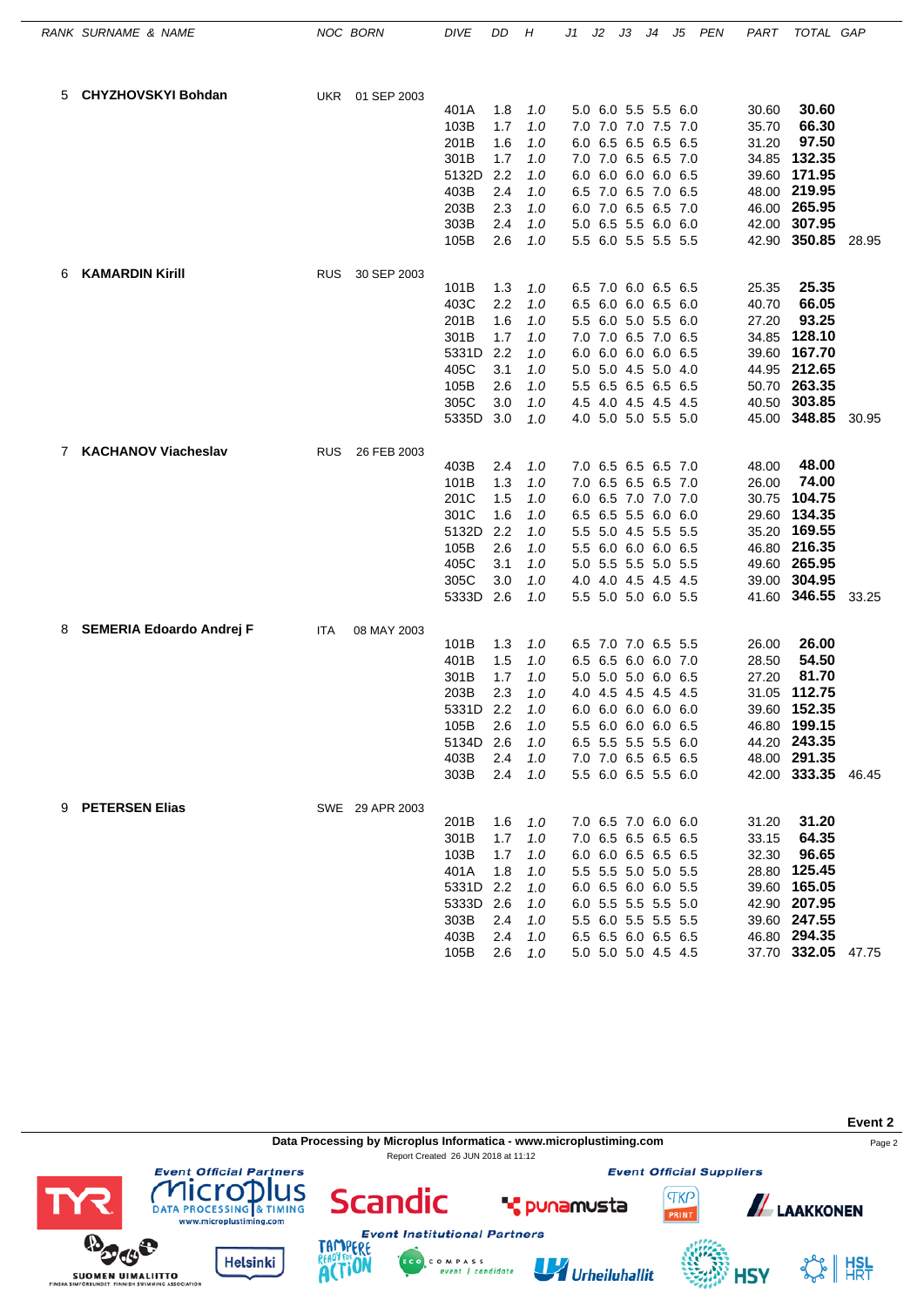| RANK | SURNAME & NAME | NOC | BORN | DIVE | DD | H | J1 | J2 | J3 | J4 | J5 | PEN | PART | TOTAL | GAP |
|---|---|---|---|---|---|---|---|---|---|---|---|---|---|---|---|
| 5 | **CHYZHOVSKYI Bohdan** | UKR | 01 SEP 2003 | | | | | | | | | | | | |
| | | | | 401A | 1.8 | *1.0* | 5.0 | 6.0 | 5.5 | 5.5 | 6.0 | | 30.60 | **30.60** | |
| | | | | 103B | 1.7 | *1.0* | 7.0 | 7.0 | 7.0 | 7.5 | 7.0 | | 35.70 | **66.30** | |
| | | | | 201B | 1.6 | *1.0* | 6.0 | 6.5 | 6.5 | 6.5 | 6.5 | | 31.20 | **97.50** | |
| | | | | 301B | 1.7 | *1.0* | 7.0 | 7.0 | 6.5 | 6.5 | 7.0 | | 34.85 | **132.35** | |
| | | | | 5132D | 2.2 | *1.0* | 6.0 | 6.0 | 6.0 | 6.0 | 6.5 | | 39.60 | **171.95** | |
| | | | | 403B | 2.4 | *1.0* | 6.5 | 7.0 | 6.5 | 7.0 | 6.5 | | 48.00 | **219.95** | |
| | | | | 203B | 2.3 | *1.0* | 6.0 | 7.0 | 6.5 | 6.5 | 7.0 | | 46.00 | **265.95** | |
| | | | | 303B | 2.4 | *1.0* | 5.0 | 6.5 | 5.5 | 6.0 | 6.0 | | 42.00 | **307.95** | |
| | | | | 105B | 2.6 | *1.0* | 5.5 | 6.0 | 5.5 | 5.5 | 5.5 | | 42.90 | **350.85** | 28.95 |
| 6 | **KAMARDIN Kirill** | RUS | 30 SEP 2003 | | | | | | | | | | | | |
| | | | | 101B | 1.3 | *1.0* | 6.5 | 7.0 | 6.0 | 6.5 | 6.5 | | 25.35 | **25.35** | |
| | | | | 403C | 2.2 | *1.0* | 6.5 | 6.0 | 6.0 | 6.5 | 6.0 | | 40.70 | **66.05** | |
| | | | | 201B | 1.6 | *1.0* | 5.5 | 6.0 | 5.0 | 5.5 | 6.0 | | 27.20 | **93.25** | |
| | | | | 301B | 1.7 | *1.0* | 7.0 | 7.0 | 6.5 | 7.0 | 6.5 | | 34.85 | **128.10** | |
| | | | | 5331D | 2.2 | *1.0* | 6.0 | 6.0 | 6.0 | 6.0 | 6.5 | | 39.60 | **167.70** | |
| | | | | 405C | 3.1 | *1.0* | 5.0 | 5.0 | 4.5 | 5.0 | 4.0 | | 44.95 | **212.65** | |
| | | | | 105B | 2.6 | *1.0* | 5.5 | 6.5 | 6.5 | 6.5 | 6.5 | | 50.70 | **263.35** | |
| | | | | 305C | 3.0 | *1.0* | 4.5 | 4.0 | 4.5 | 4.5 | 4.5 | | 40.50 | **303.85** | |
| | | | | 5335D | 3.0 | *1.0* | 4.0 | 5.0 | 5.0 | 5.5 | 5.0 | | 45.00 | **348.85** | 30.95 |
| 7 | **KACHANOV Viacheslav** | RUS | 26 FEB 2003 | | | | | | | | | | | | |
| | | | | 403B | 2.4 | *1.0* | 7.0 | 6.5 | 6.5 | 6.5 | 7.0 | | 48.00 | **48.00** | |
| | | | | 101B | 1.3 | *1.0* | 7.0 | 6.5 | 6.5 | 6.5 | 7.0 | | 26.00 | **74.00** | |
| | | | | 201C | 1.5 | *1.0* | 6.0 | 6.5 | 7.0 | 7.0 | 7.0 | | 30.75 | **104.75** | |
| | | | | 301C | 1.6 | *1.0* | 6.5 | 6.5 | 5.5 | 6.0 | 6.0 | | 29.60 | **134.35** | |
| | | | | 5132D | 2.2 | *1.0* | 5.5 | 5.0 | 4.5 | 5.5 | 5.5 | | 35.20 | **169.55** | |
| | | | | 105B | 2.6 | *1.0* | 5.5 | 6.0 | 6.0 | 6.0 | 6.5 | | 46.80 | **216.35** | |
| | | | | 405C | 3.1 | *1.0* | 5.0 | 5.5 | 5.5 | 5.0 | 5.5 | | 49.60 | **265.95** | |
| | | | | 305C | 3.0 | *1.0* | 4.0 | 4.0 | 4.5 | 4.5 | 4.5 | | 39.00 | **304.95** | |
| | | | | 5333D | 2.6 | *1.0* | 5.5 | 5.0 | 5.0 | 6.0 | 5.5 | | 41.60 | **346.55** | 33.25 |
| 8 | **SEMERIA Edoardo Andrej F** | ITA | 08 MAY 2003 | | | | | | | | | | | | |
| | | | | 101B | 1.3 | *1.0* | 6.5 | 7.0 | 7.0 | 6.5 | 5.5 | | 26.00 | **26.00** | |
| | | | | 401B | 1.5 | *1.0* | 6.5 | 6.5 | 6.0 | 6.0 | 7.0 | | 28.50 | **54.50** | |
| | | | | 301B | 1.7 | *1.0* | 5.0 | 5.0 | 5.0 | 6.0 | 6.5 | | 27.20 | **81.70** | |
| | | | | 203B | 2.3 | *1.0* | 4.0 | 4.5 | 4.5 | 4.5 | 4.5 | | 31.05 | **112.75** | |
| | | | | 5331D | 2.2 | *1.0* | 6.0 | 6.0 | 6.0 | 6.0 | 6.0 | | 39.60 | **152.35** | |
| | | | | 105B | 2.6 | *1.0* | 5.5 | 6.0 | 6.0 | 6.0 | 6.5 | | 46.80 | **199.15** | |
| | | | | 5134D | 2.6 | *1.0* | 6.5 | 5.5 | 5.5 | 5.5 | 6.0 | | 44.20 | **243.35** | |
| | | | | 403B | 2.4 | *1.0* | 7.0 | 7.0 | 6.5 | 6.5 | 6.5 | | 48.00 | **291.35** | |
| | | | | 303B | 2.4 | *1.0* | 5.5 | 6.0 | 6.5 | 5.5 | 6.0 | | 42.00 | **333.35** | 46.45 |
| 9 | **PETERSEN Elias** | SWE | 29 APR 2003 | | | | | | | | | | | | |
| | | | | 201B | 1.6 | *1.0* | 7.0 | 6.5 | 7.0 | 6.0 | 6.0 | | 31.20 | **31.20** | |
| | | | | 301B | 1.7 | *1.0* | 7.0 | 6.5 | 6.5 | 6.5 | 6.5 | | 33.15 | **64.35** | |
| | | | | 103B | 1.7 | *1.0* | 6.0 | 6.0 | 6.5 | 6.5 | 6.5 | | 32.30 | **96.65** | |
| | | | | 401A | 1.8 | *1.0* | 5.5 | 5.5 | 5.0 | 5.0 | 5.5 | | 28.80 | **125.45** | |
| | | | | 5331D | 2.2 | *1.0* | 6.0 | 6.5 | 6.0 | 6.0 | 5.5 | | 39.60 | **165.05** | |
| | | | | 5333D | 2.6 | *1.0* | 6.0 | 5.5 | 5.5 | 5.5 | 5.0 | | 42.90 | **207.95** | |
| | | | | 303B | 2.4 | *1.0* | 5.5 | 6.0 | 5.5 | 5.5 | 5.5 | | 39.60 | **247.55** | |
| | | | | 403B | 2.4 | *1.0* | 6.5 | 6.5 | 6.0 | 6.5 | 6.5 | | 46.80 | **294.35** | |
| | | | | 105B | 2.6 | *1.0* | 5.0 | 5.0 | 5.0 | 4.5 | 4.5 | | 37.70 | **332.05** | 47.75 |

**Event 2**

**Data Processing by Microplus Informatica - www.microplustiming.com**

Report Created 26 JUN 2018 at 11:12

*Event Official Partners* — *Event Official Suppliers* — *Event Institutional Partners*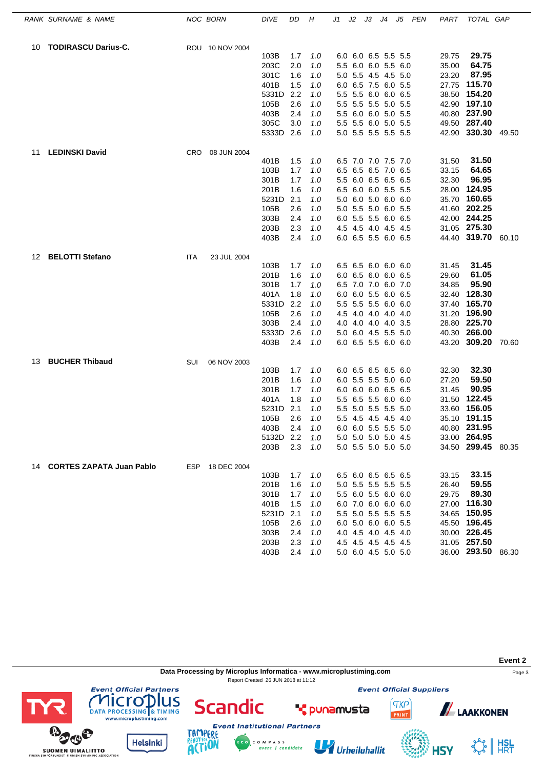| RANK | SURNAME & NAME | NOC | BORN | DIVE | DD | H | J1 | J2 | J3 | J4 | J5 | PEN | PART | TOTAL | GAP |
|---|---|---|---|---|---|---|---|---|---|---|---|---|---|---|---|
| 10 | **TODIRASCU Darius-C.** | ROU | 10 NOV 2004 | | | | | | | | | | | | |
| | | | | 103B | 1.7 | 1.0 | 6.0 | 6.0 | 6.5 | 5.5 | 5.5 | | 29.75 | **29.75** | |
| | | | | 203C | 2.0 | 1.0 | 5.5 | 6.0 | 6.0 | 5.5 | 6.0 | | 35.00 | **64.75** | |
| | | | | 301C | 1.6 | 1.0 | 5.0 | 5.5 | 4.5 | 4.5 | 5.0 | | 23.20 | **87.95** | |
| | | | | 401B | 1.5 | 1.0 | 6.0 | 6.5 | 7.5 | 6.0 | 5.5 | | 27.75 | **115.70** | |
| | | | | 5331D | 2.2 | 1.0 | 5.5 | 5.5 | 6.0 | 6.0 | 6.5 | | 38.50 | **154.20** | |
| | | | | 105B | 2.6 | 1.0 | 5.5 | 5.5 | 5.5 | 5.0 | 5.5 | | 42.90 | **197.10** | |
| | | | | 403B | 2.4 | 1.0 | 5.5 | 6.0 | 6.0 | 5.0 | 5.5 | | 40.80 | **237.90** | |
| | | | | 305C | 3.0 | 1.0 | 5.5 | 5.5 | 6.0 | 5.0 | 5.5 | | 49.50 | **287.40** | |
| | | | | 5333D | 2.6 | 1.0 | 5.0 | 5.5 | 5.5 | 5.5 | 5.5 | | 42.90 | **330.30** | 49.50 |
| 11 | **LEDINSKI David** | CRO | 08 JUN 2004 | | | | | | | | | | | | |
| | | | | 401B | 1.5 | 1.0 | 6.5 | 7.0 | 7.0 | 7.5 | 7.0 | | 31.50 | **31.50** | |
| | | | | 103B | 1.7 | 1.0 | 6.5 | 6.5 | 6.5 | 7.0 | 6.5 | | 33.15 | **64.65** | |
| | | | | 301B | 1.7 | 1.0 | 5.5 | 6.0 | 6.5 | 6.5 | 6.5 | | 32.30 | **96.95** | |
| | | | | 201B | 1.6 | 1.0 | 6.5 | 6.0 | 6.0 | 5.5 | 5.5 | | 28.00 | **124.95** | |
| | | | | 5231D | 2.1 | 1.0 | 5.0 | 6.0 | 5.0 | 6.0 | 6.0 | | 35.70 | **160.65** | |
| | | | | 105B | 2.6 | 1.0 | 5.0 | 5.5 | 5.0 | 6.0 | 5.5 | | 41.60 | **202.25** | |
| | | | | 303B | 2.4 | 1.0 | 6.0 | 5.5 | 5.5 | 6.0 | 6.5 | | 42.00 | **244.25** | |
| | | | | 203B | 2.3 | 1.0 | 4.5 | 4.5 | 4.0 | 4.5 | 4.5 | | 31.05 | **275.30** | |
| | | | | 403B | 2.4 | 1.0 | 6.0 | 6.5 | 5.5 | 6.0 | 6.5 | | 44.40 | **319.70** | 60.10 |
| 12 | **BELOTTI Stefano** | ITA | 23 JUL 2004 | | | | | | | | | | | | |
| | | | | 103B | 1.7 | 1.0 | 6.5 | 6.5 | 6.0 | 6.0 | 6.0 | | 31.45 | **31.45** | |
| | | | | 201B | 1.6 | 1.0 | 6.0 | 6.5 | 6.0 | 6.0 | 6.5 | | 29.60 | **61.05** | |
| | | | | 301B | 1.7 | 1.0 | 6.5 | 7.0 | 7.0 | 6.0 | 7.0 | | 34.85 | **95.90** | |
| | | | | 401A | 1.8 | 1.0 | 6.0 | 6.0 | 5.5 | 6.0 | 6.5 | | 32.40 | **128.30** | |
| | | | | 5331D | 2.2 | 1.0 | 5.5 | 5.5 | 5.5 | 6.0 | 6.0 | | 37.40 | **165.70** | |
| | | | | 105B | 2.6 | 1.0 | 4.5 | 4.0 | 4.0 | 4.0 | 4.0 | | 31.20 | **196.90** | |
| | | | | 303B | 2.4 | 1.0 | 4.0 | 4.0 | 4.0 | 4.0 | 3.5 | | 28.80 | **225.70** | |
| | | | | 5333D | 2.6 | 1.0 | 5.0 | 6.0 | 4.5 | 5.5 | 5.0 | | 40.30 | **266.00** | |
| | | | | 403B | 2.4 | 1.0 | 6.0 | 6.5 | 5.5 | 6.0 | 6.0 | | 43.20 | **309.20** | 70.60 |
| 13 | **BUCHER Thibaud** | SUI | 06 NOV 2003 | | | | | | | | | | | | |
| | | | | 103B | 1.7 | 1.0 | 6.0 | 6.5 | 6.5 | 6.5 | 6.0 | | 32.30 | **32.30** | |
| | | | | 201B | 1.6 | 1.0 | 6.0 | 5.5 | 5.5 | 5.0 | 6.0 | | 27.20 | **59.50** | |
| | | | | 301B | 1.7 | 1.0 | 6.0 | 6.0 | 6.0 | 6.5 | 6.5 | | 31.45 | **90.95** | |
| | | | | 401A | 1.8 | 1.0 | 5.5 | 6.5 | 5.5 | 6.0 | 6.0 | | 31.50 | **122.45** | |
| | | | | 5231D | 2.1 | 1.0 | 5.5 | 5.0 | 5.5 | 5.5 | 5.0 | | 33.60 | **156.05** | |
| | | | | 105B | 2.6 | 1.0 | 5.5 | 4.5 | 4.5 | 4.5 | 4.0 | | 35.10 | **191.15** | |
| | | | | 403B | 2.4 | 1.0 | 6.0 | 6.0 | 5.5 | 5.5 | 5.0 | | 40.80 | **231.95** | |
| | | | | 5132D | 2.2 | 1.0 | 5.0 | 5.0 | 5.0 | 5.0 | 4.5 | | 33.00 | **264.95** | |
| | | | | 203B | 2.3 | 1.0 | 5.0 | 5.5 | 5.0 | 5.0 | 5.0 | | 34.50 | **299.45** | 80.35 |
| 14 | **CORTES ZAPATA Juan Pablo** | ESP | 18 DEC 2004 | | | | | | | | | | | | |
| | | | | 103B | 1.7 | 1.0 | 6.5 | 6.0 | 6.5 | 6.5 | 6.5 | | 33.15 | **33.15** | |
| | | | | 201B | 1.6 | 1.0 | 5.0 | 5.5 | 5.5 | 5.5 | 5.5 | | 26.40 | **59.55** | |
| | | | | 301B | 1.7 | 1.0 | 5.5 | 6.0 | 5.5 | 6.0 | 6.0 | | 29.75 | **89.30** | |
| | | | | 401B | 1.5 | 1.0 | 6.0 | 7.0 | 6.0 | 6.0 | 6.0 | | 27.00 | **116.30** | |
| | | | | 5231D | 2.1 | 1.0 | 5.5 | 5.0 | 5.5 | 5.5 | 5.5 | | 34.65 | **150.95** | |
| | | | | 105B | 2.6 | 1.0 | 6.0 | 5.0 | 6.0 | 6.0 | 5.5 | | 45.50 | **196.45** | |
| | | | | 303B | 2.4 | 1.0 | 4.0 | 4.5 | 4.0 | 4.5 | 4.0 | | 30.00 | **226.45** | |
| | | | | 203B | 2.3 | 1.0 | 4.5 | 4.5 | 4.5 | 4.5 | 4.5 | | 31.05 | **257.50** | |
| | | | | 403B | 2.4 | 1.0 | 5.0 | 6.0 | 4.5 | 5.0 | 5.0 | | 36.00 | **293.50** | 86.30 |

**Event 2**

**Data Processing by Microplus Informatica - www.microplustiming.com**

Report Created 26 JUN 2018 at 11:12

*Event Official Partners* — *Event Official Suppliers* — *Event Institutional Partners*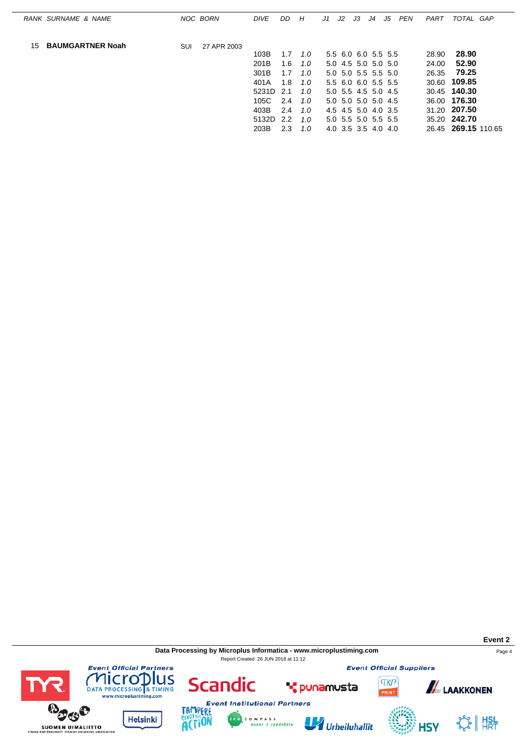| RANK | SURNAME & NAME | NOC | BORN | DIVE | DD | H | J1 | J2 | J3 | J4 | J5 | PEN | PART | TOTAL | GAP |
|---|---|---|---|---|---|---|---|---|---|---|---|---|---|---|---|
| 15 | **BAUMGARTNER Noah** | SUI | 27 APR 2003 | | | | | | | | | | | | |
| | | | | 103B | 1.7 | *1.0* | 5.5 | 6.0 | 6.0 | 5.5 | 5.5 | | 28.90 | **28.90** | |
| | | | | 201B | 1.6 | *1.0* | 5.0 | 4.5 | 5.0 | 5.0 | 5.0 | | 24.00 | **52.90** | |
| | | | | 301B | 1.7 | *1.0* | 5.0 | 5.0 | 5.5 | 5.5 | 5.0 | | 26.35 | **79.25** | |
| | | | | 401A | 1.8 | *1.0* | 5.5 | 6.0 | 6.0 | 5.5 | 5.5 | | 30.60 | **109.85** | |
| | | | | 5231D | 2.1 | *1.0* | 5.0 | 5.5 | 4.5 | 5.0 | 4.5 | | 30.45 | **140.30** | |
| | | | | 105C | 2.4 | *1.0* | 5.0 | 5.0 | 5.0 | 5.0 | 4.5 | | 36.00 | **176.30** | |
| | | | | 403B | 2.4 | *1.0* | 4.5 | 4.5 | 5.0 | 4.0 | 3.5 | | 31.20 | **207.50** | |
| | | | | 5132D | 2.2 | *1.0* | 5.0 | 5.5 | 5.0 | 5.5 | 5.5 | | 35.20 | **242.70** | |
| | | | | 203B | 2.3 | *1.0* | 4.0 | 3.5 | 3.5 | 4.0 | 4.0 | | 26.45 | **269.15** | 110.65 |

**Event 2**

**Data Processing by Microplus Informatica - www.microplustiming.com**

Report Created 26 JUN 2018 at 11:12

*Event Official Partners* — TYR, Microplus Data Processing & Timing (www.microplustiming.com), Scandic

*Event Official Suppliers* — punamusta, TKP Print, Laakkonen

*Event Institutional Partners* — Suomen Uimaliitto (Finska Simförbundet Finnish Swimming Association), Helsinki, Tampere Ready for Action, Eco Compass event / candidate, Urheiluhallit, HSY, HSL HRT